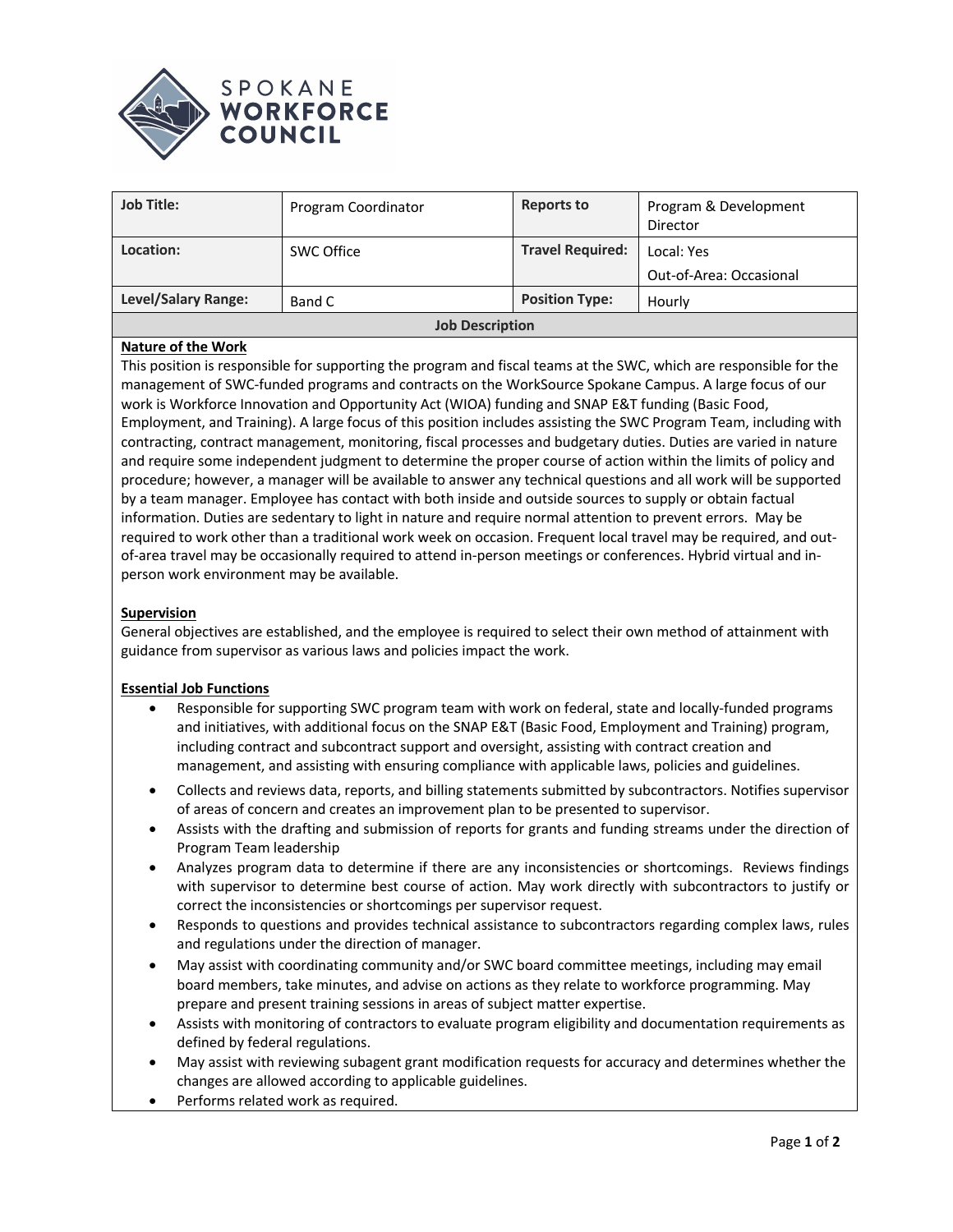# SPOKANE WORKFORCE COUNCIL

| Job Title: | Program Coordinator | Reports to | Program & Development Director |
|---|---|---|---|
| Location: | SWC Office | Travel Required: | Local: Yes<br>Out-of-Area: Occasional |
| Level/Salary Range: | Band C | Position Type: | Hourly |

## Job Description

**Nature of the Work**

This position is responsible for supporting the program and fiscal teams at the SWC, which are responsible for the management of SWC-funded programs and contracts on the WorkSource Spokane Campus. A large focus of our work is Workforce Innovation and Opportunity Act (WIOA) funding and SNAP E&T funding (Basic Food, Employment, and Training). A large focus of this position includes assisting the SWC Program Team, including with contracting, contract management, monitoring, fiscal processes and budgetary duties. Duties are varied in nature and require some independent judgment to determine the proper course of action within the limits of policy and procedure; however, a manager will be available to answer any technical questions and all work will be supported by a team manager. Employee has contact with both inside and outside sources to supply or obtain factual information. Duties are sedentary to light in nature and require normal attention to prevent errors. May be required to work other than a traditional work week on occasion. Frequent local travel may be required, and out-of-area travel may be occasionally required to attend in-person meetings or conferences. Hybrid virtual and in-person work environment may be available.

**Supervision**

General objectives are established, and the employee is required to select their own method of attainment with guidance from supervisor as various laws and policies impact the work.

**Essential Job Functions**

- Responsible for supporting SWC program team with work on federal, state and locally-funded programs and initiatives, with additional focus on the SNAP E&T (Basic Food, Employment and Training) program, including contract and subcontract support and oversight, assisting with contract creation and management, and assisting with ensuring compliance with applicable laws, policies and guidelines.
- Collects and reviews data, reports, and billing statements submitted by subcontractors. Notifies supervisor of areas of concern and creates an improvement plan to be presented to supervisor.
- Assists with the drafting and submission of reports for grants and funding streams under the direction of Program Team leadership
- Analyzes program data to determine if there are any inconsistencies or shortcomings. Reviews findings with supervisor to determine best course of action. May work directly with subcontractors to justify or correct the inconsistencies or shortcomings per supervisor request.
- Responds to questions and provides technical assistance to subcontractors regarding complex laws, rules and regulations under the direction of manager.
- May assist with coordinating community and/or SWC board committee meetings, including may email board members, take minutes, and advise on actions as they relate to workforce programming. May prepare and present training sessions in areas of subject matter expertise.
- Assists with monitoring of contractors to evaluate program eligibility and documentation requirements as defined by federal regulations.
- May assist with reviewing subagent grant modification requests for accuracy and determines whether the changes are allowed according to applicable guidelines.
- Performs related work as required.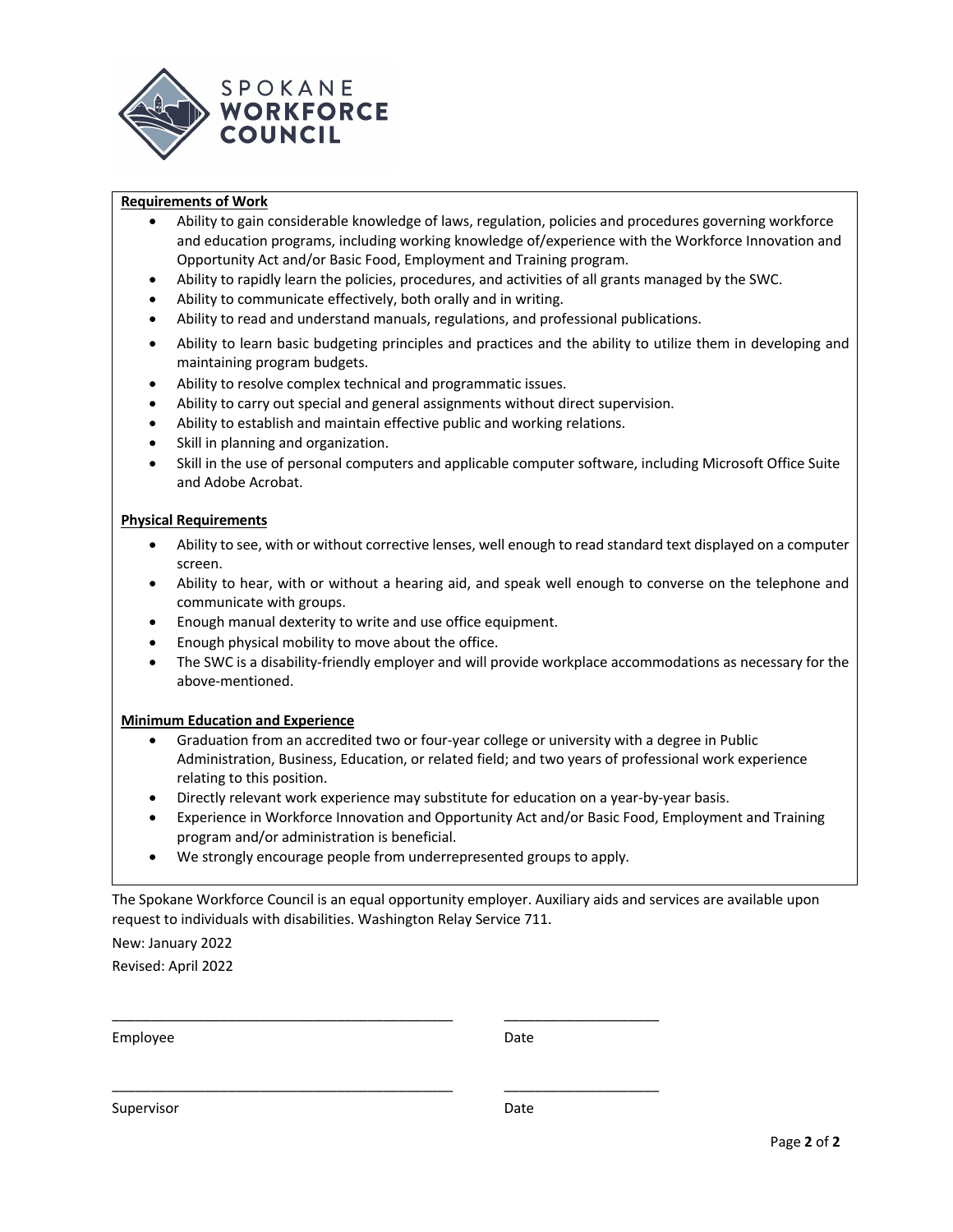**Requirements of Work**

- Ability to gain considerable knowledge of laws, regulation, policies and procedures governing workforce and education programs, including working knowledge of/experience with the Workforce Innovation and Opportunity Act and/or Basic Food, Employment and Training program.
- Ability to rapidly learn the policies, procedures, and activities of all grants managed by the SWC.
- Ability to communicate effectively, both orally and in writing.
- Ability to read and understand manuals, regulations, and professional publications.
- Ability to learn basic budgeting principles and practices and the ability to utilize them in developing and maintaining program budgets.
- Ability to resolve complex technical and programmatic issues.
- Ability to carry out special and general assignments without direct supervision.
- Ability to establish and maintain effective public and working relations.
- Skill in planning and organization.
- Skill in the use of personal computers and applicable computer software, including Microsoft Office Suite and Adobe Acrobat.

**Physical Requirements**

- Ability to see, with or without corrective lenses, well enough to read standard text displayed on a computer screen.
- Ability to hear, with or without a hearing aid, and speak well enough to converse on the telephone and communicate with groups.
- Enough manual dexterity to write and use office equipment.
- Enough physical mobility to move about the office.
- The SWC is a disability-friendly employer and will provide workplace accommodations as necessary for the above-mentioned.

**Minimum Education and Experience**

- Graduation from an accredited two or four-year college or university with a degree in Public Administration, Business, Education, or related field; and two years of professional work experience relating to this position.
- Directly relevant work experience may substitute for education on a year-by-year basis.
- Experience in Workforce Innovation and Opportunity Act and/or Basic Food, Employment and Training program and/or administration is beneficial.
- We strongly encourage people from underrepresented groups to apply.

The Spokane Workforce Council is an equal opportunity employer. Auxiliary aids and services are available upon request to individuals with disabilities. Washington Relay Service 711.

New: January 2022

Revised: April 2022

_____________________________________________ ____________________

Employee Date

_____________________________________________ ____________________

Supervisor Date